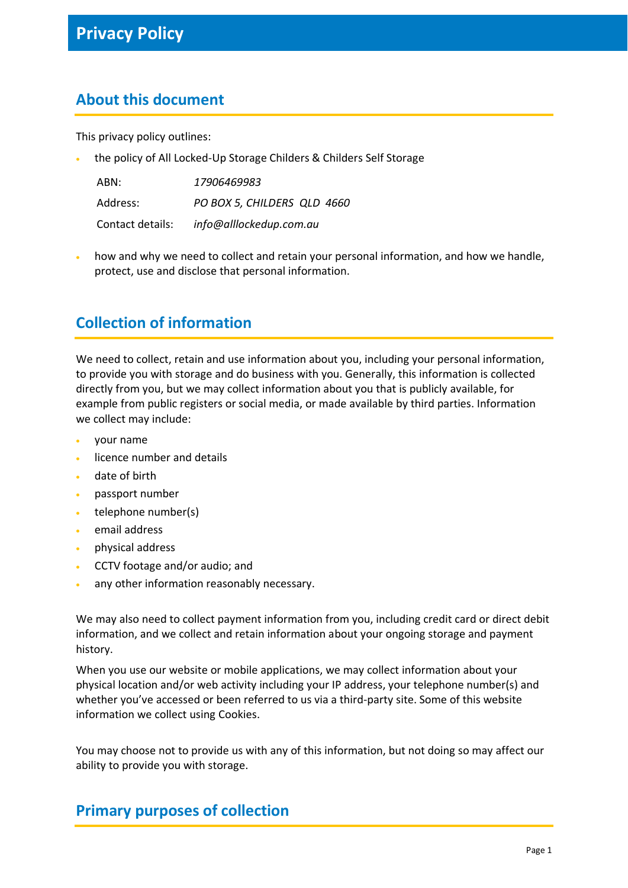# Privacy Policy

## About this document

This privacy policy outlines:

- the policy of All Locked-Up Storage Childers & Childers Self Storage

| | |
|---|---|
| ABN: | *17906469983* |
| Address: | *PO BOX 5, CHILDERS QLD 4660* |
| Contact details: | *info@alllockedup.com.au* |

- how and why we need to collect and retain your personal information, and how we handle, protect, use and disclose that personal information.

## Collection of information

We need to collect, retain and use information about you, including your personal information, to provide you with storage and do business with you. Generally, this information is collected directly from you, but we may collect information about you that is publicly available, for example from public registers or social media, or made available by third parties. Information we collect may include:

- your name
- licence number and details
- date of birth
- passport number
- telephone number(s)
- email address
- physical address
- CCTV footage and/or audio; and
- any other information reasonably necessary.

We may also need to collect payment information from you, including credit card or direct debit information, and we collect and retain information about your ongoing storage and payment history.

When you use our website or mobile applications, we may collect information about your physical location and/or web activity including your IP address, your telephone number(s) and whether you've accessed or been referred to us via a third-party site. Some of this website information we collect using Cookies.

You may choose not to provide us with any of this information, but not doing so may affect our ability to provide you with storage.

## Primary purposes of collection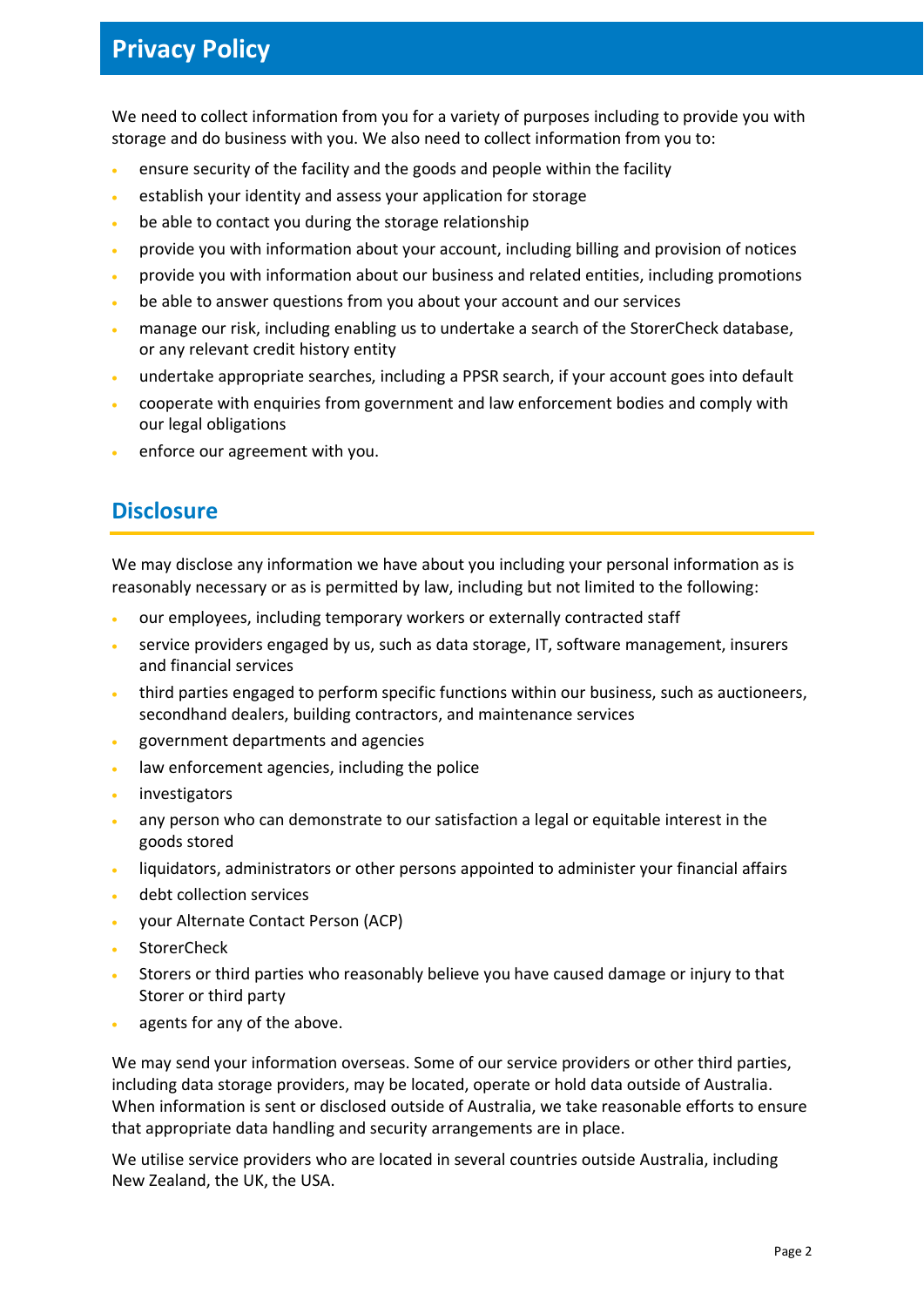# Privacy Policy

We need to collect information from you for a variety of purposes including to provide you with storage and do business with you. We also need to collect information from you to:

- ensure security of the facility and the goods and people within the facility
- establish your identity and assess your application for storage
- be able to contact you during the storage relationship
- provide you with information about your account, including billing and provision of notices
- provide you with information about our business and related entities, including promotions
- be able to answer questions from you about your account and our services
- manage our risk, including enabling us to undertake a search of the StorerCheck database, or any relevant credit history entity
- undertake appropriate searches, including a PPSR search, if your account goes into default
- cooperate with enquiries from government and law enforcement bodies and comply with our legal obligations
- enforce our agreement with you.

## Disclosure

We may disclose any information we have about you including your personal information as is reasonably necessary or as is permitted by law, including but not limited to the following:

- our employees, including temporary workers or externally contracted staff
- service providers engaged by us, such as data storage, IT, software management, insurers and financial services
- third parties engaged to perform specific functions within our business, such as auctioneers, secondhand dealers, building contractors, and maintenance services
- government departments and agencies
- law enforcement agencies, including the police
- investigators
- any person who can demonstrate to our satisfaction a legal or equitable interest in the goods stored
- liquidators, administrators or other persons appointed to administer your financial affairs
- debt collection services
- your Alternate Contact Person (ACP)
- StorerCheck
- Storers or third parties who reasonably believe you have caused damage or injury to that Storer or third party
- agents for any of the above.

We may send your information overseas. Some of our service providers or other third parties, including data storage providers, may be located, operate or hold data outside of Australia. When information is sent or disclosed outside of Australia, we take reasonable efforts to ensure that appropriate data handling and security arrangements are in place.

We utilise service providers who are located in several countries outside Australia, including New Zealand, the UK, the USA.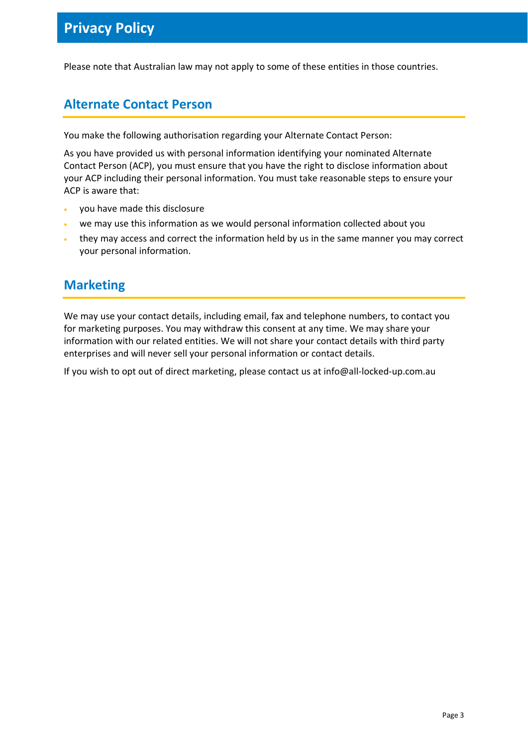Please note that Australian law may not apply to some of these entities in those countries.

## Alternate Contact Person

You make the following authorisation regarding your Alternate Contact Person:

As you have provided us with personal information identifying your nominated Alternate Contact Person (ACP), you must ensure that you have the right to disclose information about your ACP including their personal information. You must take reasonable steps to ensure your ACP is aware that:

- you have made this disclosure
- we may use this information as we would personal information collected about you
- they may access and correct the information held by us in the same manner you may correct your personal information.

## Marketing

We may use your contact details, including email, fax and telephone numbers, to contact you for marketing purposes. You may withdraw this consent at any time. We may share your information with our related entities. We will not share your contact details with third party enterprises and will never sell your personal information or contact details.

If you wish to opt out of direct marketing, please contact us at info@all-locked-up.com.au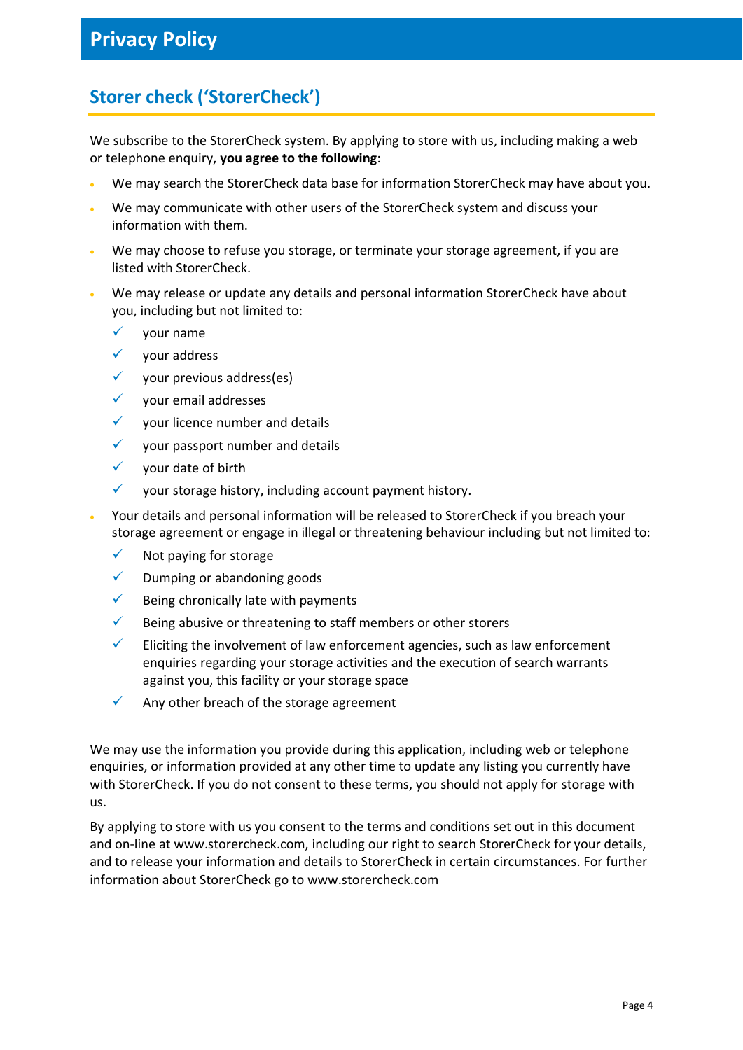# Privacy Policy

## Storer check ('StorerCheck')

We subscribe to the StorerCheck system. By applying to store with us, including making a web or telephone enquiry, **you agree to the following**:

- We may search the StorerCheck data base for information StorerCheck may have about you.
- We may communicate with other users of the StorerCheck system and discuss your information with them.
- We may choose to refuse you storage, or terminate your storage agreement, if you are listed with StorerCheck.
- We may release or update any details and personal information StorerCheck have about you, including but not limited to:
  - your name
  - your address
  - your previous address(es)
  - your email addresses
  - your licence number and details
  - your passport number and details
  - your date of birth
  - your storage history, including account payment history.
- Your details and personal information will be released to StorerCheck if you breach your storage agreement or engage in illegal or threatening behaviour including but not limited to:
  - Not paying for storage
  - Dumping or abandoning goods
  - Being chronically late with payments
  - Being abusive or threatening to staff members or other storers
  - Eliciting the involvement of law enforcement agencies, such as law enforcement enquiries regarding your storage activities and the execution of search warrants against you, this facility or your storage space
  - Any other breach of the storage agreement

We may use the information you provide during this application, including web or telephone enquiries, or information provided at any other time to update any listing you currently have with StorerCheck. If you do not consent to these terms, you should not apply for storage with us.

By applying to store with us you consent to the terms and conditions set out in this document and on-line at www.storercheck.com, including our right to search StorerCheck for your details, and to release your information and details to StorerCheck in certain circumstances. For further information about StorerCheck go to www.storercheck.com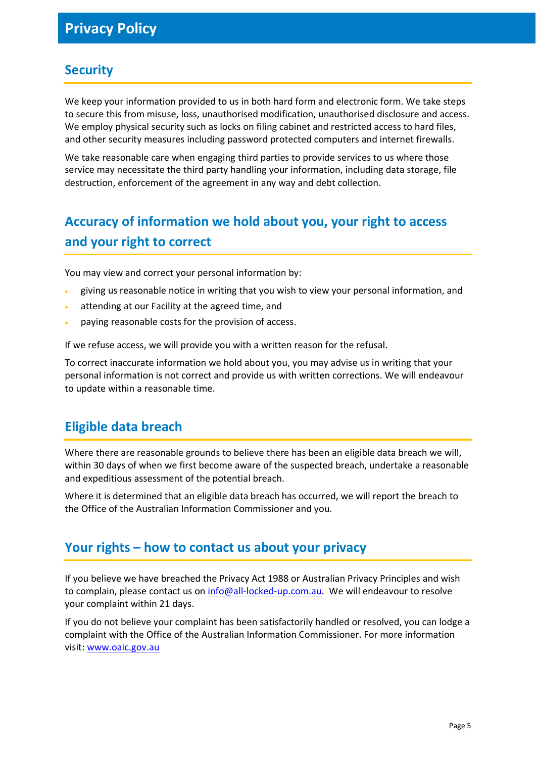# Privacy Policy

## Security

We keep your information provided to us in both hard form and electronic form. We take steps to secure this from misuse, loss, unauthorised modification, unauthorised disclosure and access. We employ physical security such as locks on filing cabinet and restricted access to hard files, and other security measures including password protected computers and internet firewalls.

We take reasonable care when engaging third parties to provide services to us where those service may necessitate the third party handling your information, including data storage, file destruction, enforcement of the agreement in any way and debt collection.

## Accuracy of information we hold about you, your right to access and your right to correct

You may view and correct your personal information by:

- giving us reasonable notice in writing that you wish to view your personal information, and
- attending at our Facility at the agreed time, and
- paying reasonable costs for the provision of access.

If we refuse access, we will provide you with a written reason for the refusal.

To correct inaccurate information we hold about you, you may advise us in writing that your personal information is not correct and provide us with written corrections. We will endeavour to update within a reasonable time.

## Eligible data breach

Where there are reasonable grounds to believe there has been an eligible data breach we will, within 30 days of when we first become aware of the suspected breach, undertake a reasonable and expeditious assessment of the potential breach.

Where it is determined that an eligible data breach has occurred, we will report the breach to the Office of the Australian Information Commissioner and you.

## Your rights – how to contact us about your privacy

If you believe we have breached the Privacy Act 1988 or Australian Privacy Principles and wish to complain, please contact us on info@all-locked-up.com.au. We will endeavour to resolve your complaint within 21 days.

If you do not believe your complaint has been satisfactorily handled or resolved, you can lodge a complaint with the Office of the Australian Information Commissioner. For more information visit: www.oaic.gov.au